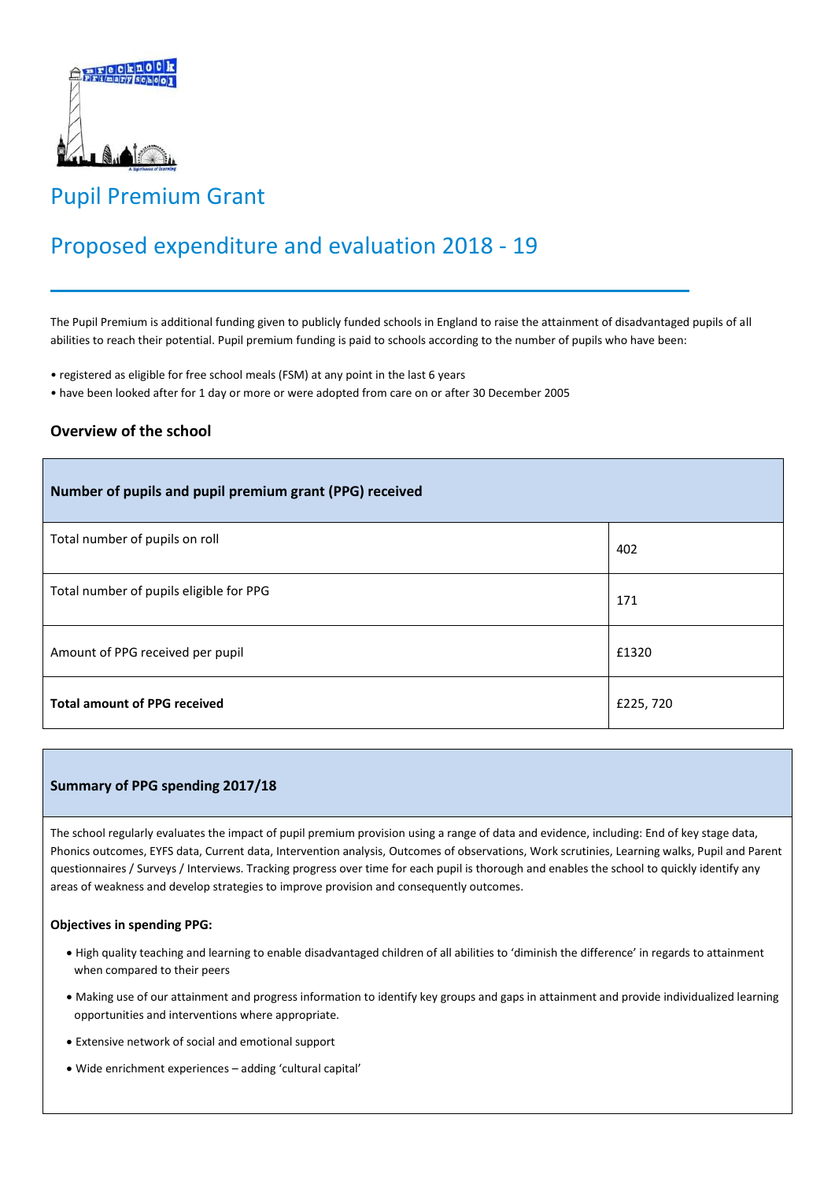# Pupil Premium Grant

# Proposed expenditure and evaluation 2018 - 19

The Pupil Premium is additional funding given to publicly funded schools in England to raise the attainment of disadvantaged pupils of all abilities to reach their potential. Pupil premium funding is paid to schools according to the number of pupils who have been:

• registered as eligible for free school meals (FSM) at any point in the last 6 years
• have been looked after for 1 day or more or were adopted from care on or after 30 December 2005

### Overview of the school

| **Number of pupils and pupil premium grant (PPG) received** | |
|---|---|
| Total number of pupils on roll | 402 |
| Total number of pupils eligible for PPG | 171 |
| Amount of PPG received per pupil | £1320 |
| **Total amount of PPG received** | £225, 720 |

**Summary of PPG spending 2017/18**

The school regularly evaluates the impact of pupil premium provision using a range of data and evidence, including: End of key stage data, Phonics outcomes, EYFS data, Current data, Intervention analysis, Outcomes of observations, Work scrutinies, Learning walks, Pupil and Parent questionnaires / Surveys / Interviews. Tracking progress over time for each pupil is thorough and enables the school to quickly identify any areas of weakness and develop strategies to improve provision and consequently outcomes.

**Objectives in spending PPG:**

- High quality teaching and learning to enable disadvantaged children of all abilities to 'diminish the difference' in regards to attainment when compared to their peers
- Making use of our attainment and progress information to identify key groups and gaps in attainment and provide individualized learning opportunities and interventions where appropriate.
- Extensive network of social and emotional support
- Wide enrichment experiences – adding 'cultural capital'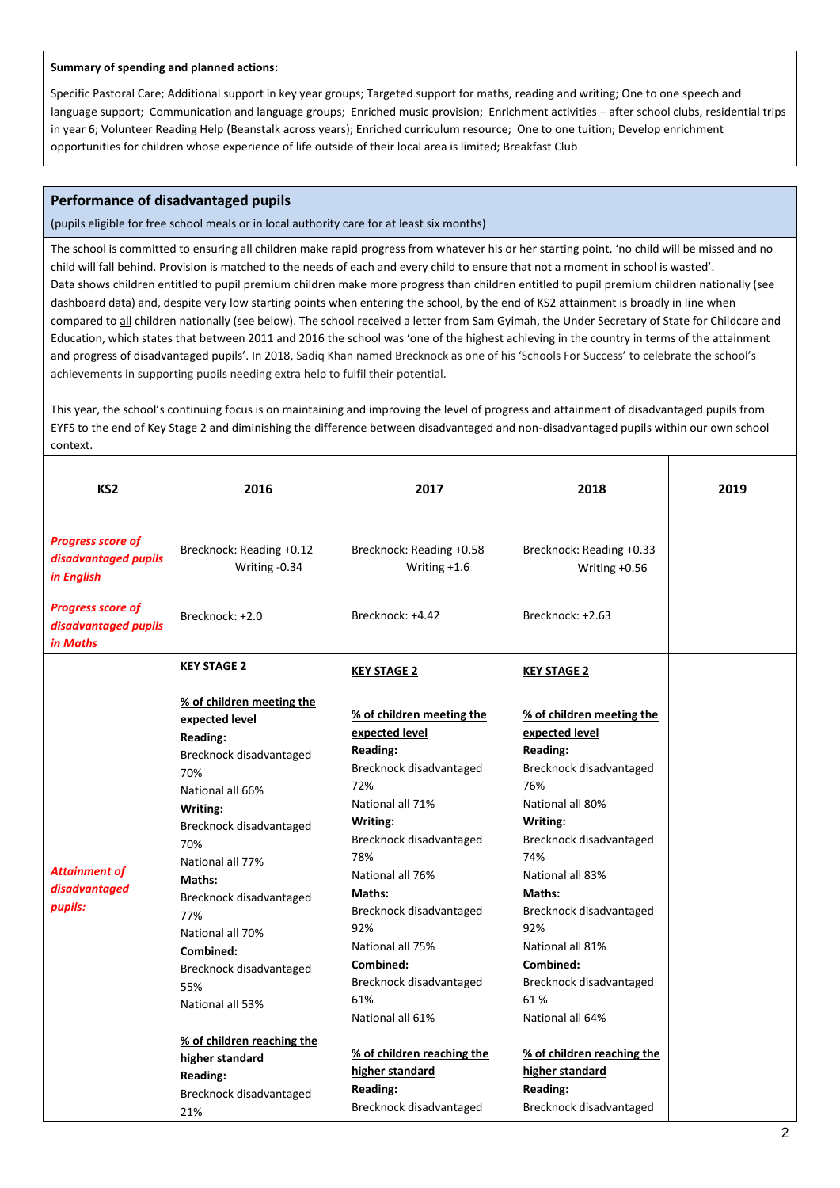**Summary of spending and planned actions:**

Specific Pastoral Care; Additional support in key year groups; Targeted support for maths, reading and writing; One to one speech and language support; Communication and language groups; Enriched music provision; Enrichment activities – after school clubs, residential trips in year 6; Volunteer Reading Help (Beanstalk across years); Enriched curriculum resource; One to one tuition; Develop enrichment opportunities for children whose experience of life outside of their local area is limited; Breakfast Club

## Performance of disadvantaged pupils

(pupils eligible for free school meals or in local authority care for at least six months)

The school is committed to ensuring all children make rapid progress from whatever his or her starting point, 'no child will be missed and no child will fall behind. Provision is matched to the needs of each and every child to ensure that not a moment in school is wasted'.
Data shows children entitled to pupil premium children make more progress than children entitled to pupil premium children nationally (see dashboard data) and, despite very low starting points when entering the school, by the end of KS2 attainment is broadly in line when compared to all children nationally (see below). The school received a letter from Sam Gyimah, the Under Secretary of State for Childcare and Education, which states that between 2011 and 2016 the school was 'one of the highest achieving in the country in terms of the attainment and progress of disadvantaged pupils'. In 2018, Sadiq Khan named Brecknock as one of his 'Schools For Success' to celebrate the school's achievements in supporting pupils needing extra help to fulfil their potential.

This year, the school's continuing focus is on maintaining and improving the level of progress and attainment of disadvantaged pupils from EYFS to the end of Key Stage 2 and diminishing the difference between disadvantaged and non-disadvantaged pupils within our own school context.

| KS2 | 2016 | 2017 | 2018 | 2019 |
|---|---|---|---|---|
| ***Progress score of disadvantaged pupils in English*** | Brecknock: Reading +0.12<br>Writing -0.34 | Brecknock: Reading +0.58<br>Writing +1.6 | Brecknock: Reading +0.33<br>Writing +0.56 | |
| ***Progress score of disadvantaged pupils in Maths*** | Brecknock: +2.0 | Brecknock: +4.42 | Brecknock: +2.63 | |
| ***Attainment of disadvantaged pupils:*** | **KEY STAGE 2**<br><br>**% of children meeting the expected level**<br>**Reading:**<br>Brecknock disadvantaged 70%<br>National all 66%<br>**Writing:**<br>Brecknock disadvantaged 70%<br>National all 77%<br>**Maths:**<br>Brecknock disadvantaged 77%<br>National all 70%<br>**Combined:**<br>Brecknock disadvantaged 55%<br>National all 53%<br><br>**% of children reaching the higher standard**<br>**Reading:**<br>Brecknock disadvantaged 21% | **KEY STAGE 2**<br><br>**% of children meeting the expected level**<br>**Reading:**<br>Brecknock disadvantaged 72%<br>National all 71%<br>**Writing:**<br>Brecknock disadvantaged 78%<br>National all 76%<br>**Maths:**<br>Brecknock disadvantaged 92%<br>National all 75%<br>**Combined:**<br>Brecknock disadvantaged 61%<br>National all 61%<br><br>**% of children reaching the higher standard**<br>**Reading:**<br>Brecknock disadvantaged | **KEY STAGE 2**<br><br>**% of children meeting the expected level**<br>**Reading:**<br>Brecknock disadvantaged 76%<br>National all 80%<br>**Writing:**<br>Brecknock disadvantaged 74%<br>National all 83%<br>**Maths:**<br>Brecknock disadvantaged 92%<br>National all 81%<br>**Combined:**<br>Brecknock disadvantaged 61 %<br>National all 64%<br><br>**% of children reaching the higher standard**<br>**Reading:**<br>Brecknock disadvantaged | |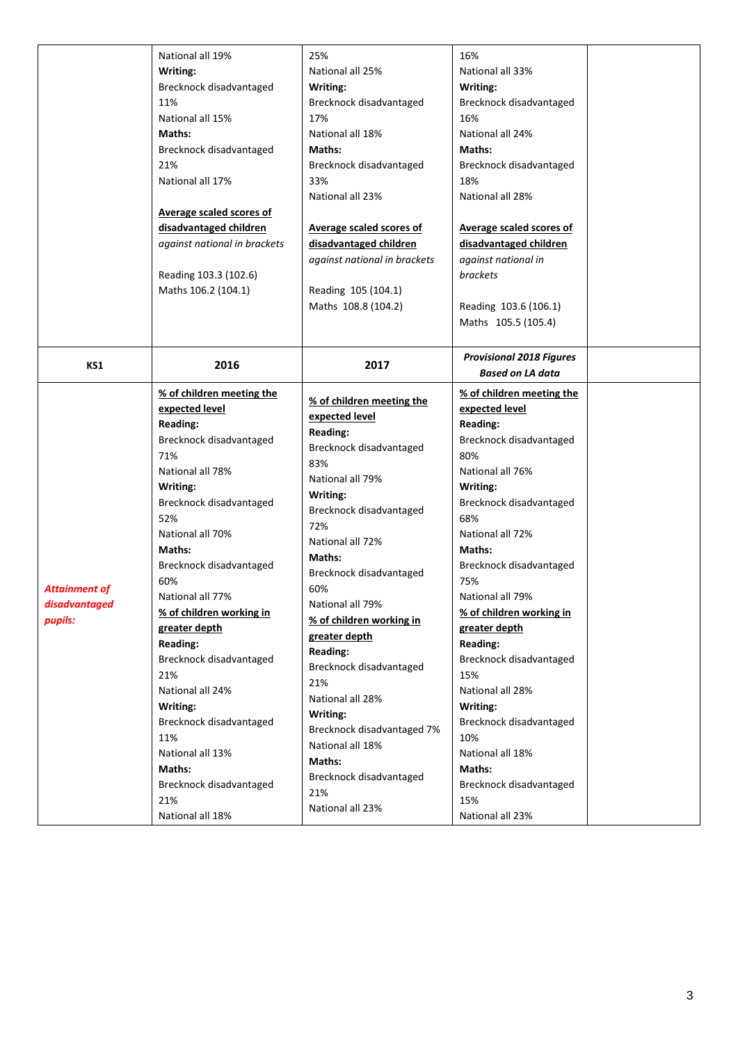| | | | | |
|---|---|---|---|---|
| | National all 19%<br>**Writing:**<br>Brecknock disadvantaged 11%<br>National all 15%<br>**Maths:**<br>Brecknock disadvantaged 21%<br>National all 17%<br><br>**Average scaled scores of disadvantaged children** *against national in brackets*<br><br>Reading 103.3 (102.6)<br>Maths 106.2 (104.1) | 25%<br>National all 25%<br>**Writing:**<br>Brecknock disadvantaged 17%<br>National all 18%<br>**Maths:**<br>Brecknock disadvantaged 33%<br>National all 23%<br><br>**Average scaled scores of disadvantaged children** *against national in brackets*<br><br>Reading 105 (104.1)<br>Maths 108.8 (104.2) | 16%<br>National all 33%<br>**Writing:**<br>Brecknock disadvantaged 16%<br>National all 24%<br>**Maths:**<br>Brecknock disadvantaged 18%<br>National all 28%<br><br>**Average scaled scores of disadvantaged children** *against national in brackets*<br><br>Reading 103.6 (106.1)<br>Maths 105.5 (105.4) | |
| **KS1** | **2016** | **2017** | ***Provisional 2018 Figures Based on LA data*** | |
| ***Attainment of disadvantaged pupils:*** | **% of children meeting the expected level**<br>**Reading:**<br>Brecknock disadvantaged 71%<br>National all 78%<br>**Writing:**<br>Brecknock disadvantaged 52%<br>National all 70%<br>**Maths:**<br>Brecknock disadvantaged 60%<br>National all 77%<br>**% of children working in greater depth**<br>**Reading:**<br>Brecknock disadvantaged 21%<br>National all 24%<br>**Writing:**<br>Brecknock disadvantaged 11%<br>National all 13%<br>**Maths:**<br>Brecknock disadvantaged 21%<br>National all 18% | **% of children meeting the expected level**<br>**Reading:**<br>Brecknock disadvantaged 83%<br>National all 79%<br>**Writing:**<br>Brecknock disadvantaged 72%<br>National all 72%<br>**Maths:**<br>Brecknock disadvantaged 60%<br>National all 79%<br>**% of children working in greater depth**<br>**Reading:**<br>Brecknock disadvantaged 21%<br>National all 28%<br>**Writing:**<br>Brecknock disadvantaged 7%<br>National all 18%<br>**Maths:**<br>Brecknock disadvantaged 21%<br>National all 23% | **% of children meeting the expected level**<br>**Reading:**<br>Brecknock disadvantaged 80%<br>National all 76%<br>**Writing:**<br>Brecknock disadvantaged 68%<br>National all 72%<br>**Maths:**<br>Brecknock disadvantaged 75%<br>National all 79%<br>**% of children working in greater depth**<br>**Reading:**<br>Brecknock disadvantaged 15%<br>National all 28%<br>**Writing:**<br>Brecknock disadvantaged 10%<br>National all 18%<br>**Maths:**<br>Brecknock disadvantaged 15%<br>National all 23% | |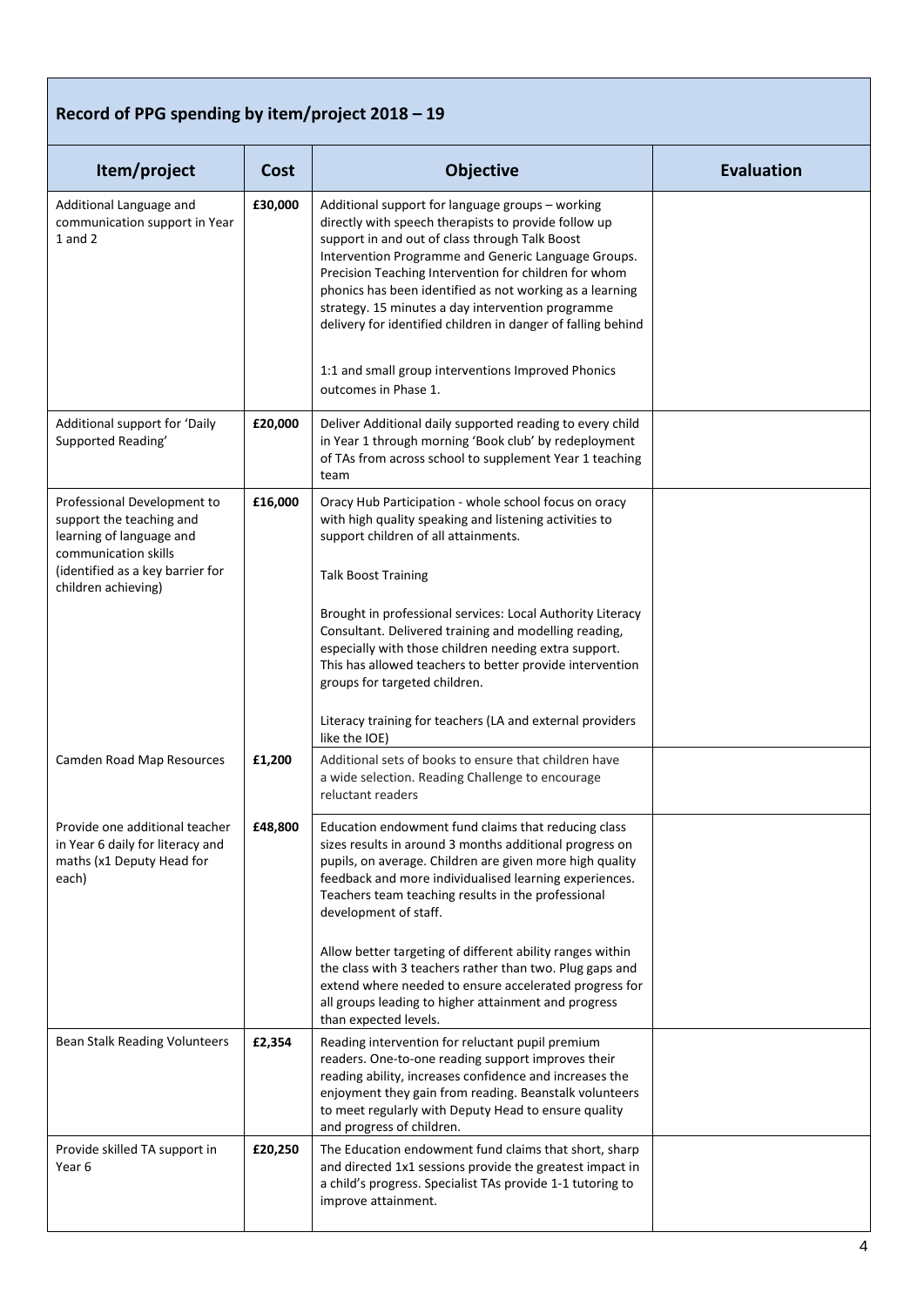## Record of PPG spending by item/project 2018 – 19

| Item/project | Cost | Objective | Evaluation |
|---|---|---|---|
| Additional Language and communication support in Year 1 and 2 | **£30,000** | Additional support for language groups – working directly with speech therapists to provide follow up support in and out of class through Talk Boost Intervention Programme and Generic Language Groups. Precision Teaching Intervention for children for whom phonics has been identified as not working as a learning strategy. 15 minutes a day intervention programme delivery for identified children in danger of falling behind<br><br>1:1 and small group interventions Improved Phonics outcomes in Phase 1. | |
| Additional support for 'Daily Supported Reading' | **£20,000** | Deliver Additional daily supported reading to every child in Year 1 through morning 'Book club' by redeployment of TAs from across school to supplement Year 1 teaching team | |
| Professional Development to support the teaching and learning of language and communication skills (identified as a key barrier for children achieving) | **£16,000** | Oracy Hub Participation - whole school focus on oracy with high quality speaking and listening activities to support children of all attainments.<br><br>Talk Boost Training<br><br>Brought in professional services: Local Authority Literacy Consultant. Delivered training and modelling reading, especially with those children needing extra support. This has allowed teachers to better provide intervention groups for targeted children.<br><br>Literacy training for teachers (LA and external providers like the IOE) | |
| Camden Road Map Resources | **£1,200** | Additional sets of books to ensure that children have a wide selection. Reading Challenge to encourage reluctant readers | |
| Provide one additional teacher in Year 6 daily for literacy and maths (x1 Deputy Head for each) | **£48,800** | Education endowment fund claims that reducing class sizes results in around 3 months additional progress on pupils, on average. Children are given more high quality feedback and more individualised learning experiences. Teachers team teaching results in the professional development of staff.<br><br>Allow better targeting of different ability ranges within the class with 3 teachers rather than two. Plug gaps and extend where needed to ensure accelerated progress for all groups leading to higher attainment and progress than expected levels. | |
| Bean Stalk Reading Volunteers | **£2,354** | Reading intervention for reluctant pupil premium readers. One-to-one reading support improves their reading ability, increases confidence and increases the enjoyment they gain from reading. Beanstalk volunteers to meet regularly with Deputy Head to ensure quality and progress of children. | |
| Provide skilled TA support in Year 6 | **£20,250** | The Education endowment fund claims that short, sharp and directed 1x1 sessions provide the greatest impact in a child's progress. Specialist TAs provide 1-1 tutoring to improve attainment. | |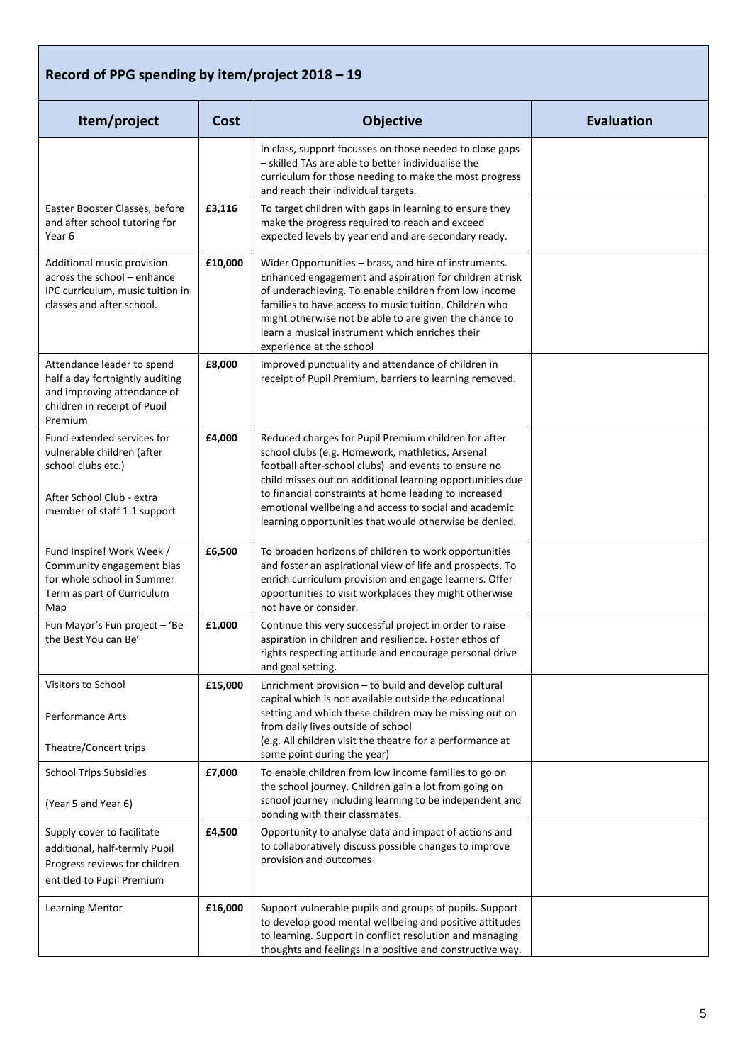## Record of PPG spending by item/project 2018 – 19

| Item/project | Cost | Objective | Evaluation |
|---|---|---|---|
| | | In class, support focusses on those needed to close gaps – skilled TAs are able to better individualise the curriculum for those needing to make the most progress and reach their individual targets. | |
| Easter Booster Classes, before and after school tutoring for Year 6 | **£3,116** | To target children with gaps in learning to ensure they make the progress required to reach and exceed expected levels by year end and are secondary ready. | |
| Additional music provision across the school – enhance IPC curriculum, music tuition in classes and after school. | **£10,000** | Wider Opportunities – brass, and hire of instruments. Enhanced engagement and aspiration for children at risk of underachieving. To enable children from low income families to have access to music tuition. Children who might otherwise not be able to are given the chance to learn a musical instrument which enriches their experience at the school | |
| Attendance leader to spend half a day fortnightly auditing and improving attendance of children in receipt of Pupil Premium | **£8,000** | Improved punctuality and attendance of children in receipt of Pupil Premium, barriers to learning removed. | |
| Fund extended services for vulnerable children (after school clubs etc.)<br><br>After School Club - extra member of staff 1:1 support | **£4,000** | Reduced charges for Pupil Premium children for after school clubs (e.g. Homework, mathletics, Arsenal football after-school clubs) and events to ensure no child misses out on additional learning opportunities due to financial constraints at home leading to increased emotional wellbeing and access to social and academic learning opportunities that would otherwise be denied. | |
| Fund Inspire! Work Week / Community engagement bias for whole school in Summer Term as part of Curriculum Map | **£6,500** | To broaden horizons of children to work opportunities and foster an aspirational view of life and prospects. To enrich curriculum provision and engage learners. Offer opportunities to visit workplaces they might otherwise not have or consider. | |
| Fun Mayor's Fun project – 'Be the Best You can Be' | **£1,000** | Continue this very successful project in order to raise aspiration in children and resilience. Foster ethos of rights respecting attitude and encourage personal drive and goal setting. | |
| Visitors to School<br><br>Performance Arts<br><br>Theatre/Concert trips | **£15,000** | Enrichment provision – to build and develop cultural capital which is not available outside the educational setting and which these children may be missing out on from daily lives outside of school<br>(e.g. All children visit the theatre for a performance at some point during the year) | |
| School Trips Subsidies<br><br>(Year 5 and Year 6) | **£7,000** | To enable children from low income families to go on the school journey. Children gain a lot from going on school journey including learning to be independent and bonding with their classmates. | |
| Supply cover to facilitate additional, half-termly Pupil Progress reviews for children entitled to Pupil Premium | **£4,500** | Opportunity to analyse data and impact of actions and to collaboratively discuss possible changes to improve provision and outcomes | |
| Learning Mentor | **£16,000** | Support vulnerable pupils and groups of pupils. Support to develop good mental wellbeing and positive attitudes to learning. Support in conflict resolution and managing thoughts and feelings in a positive and constructive way. | |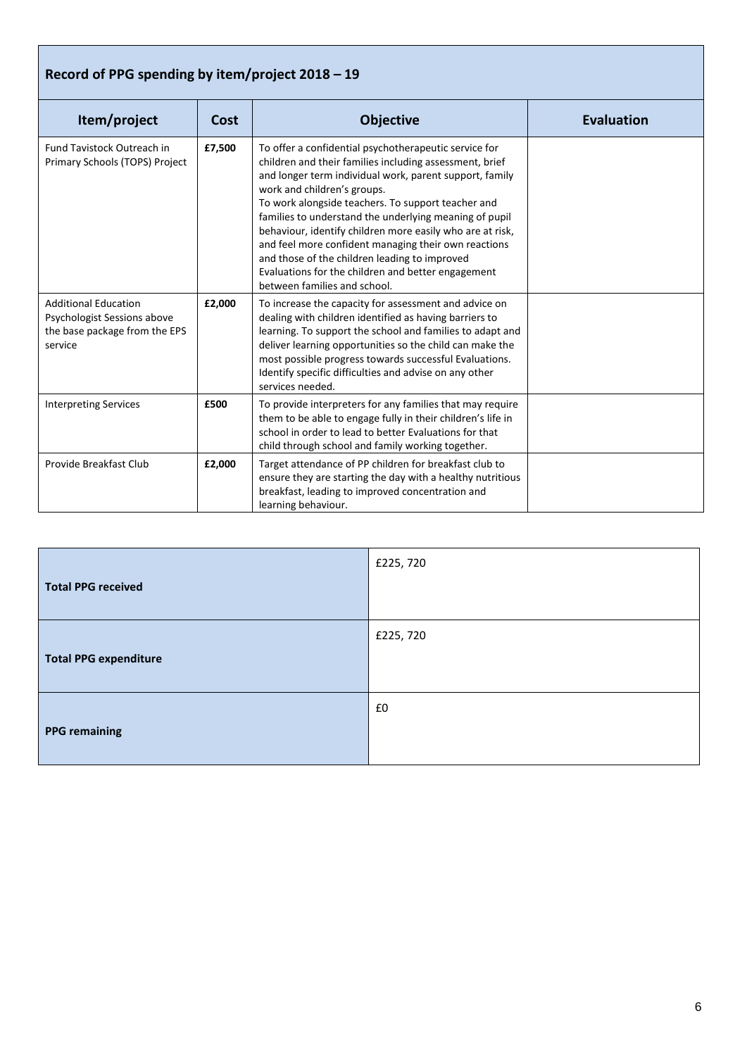## Record of PPG spending by item/project 2018 – 19

| Item/project | Cost | Objective | Evaluation |
|---|---|---|---|
| Fund Tavistock Outreach in Primary Schools (TOPS) Project | **£7,500** | To offer a confidential psychotherapeutic service for children and their families including assessment, brief and longer term individual work, parent support, family work and children's groups.<br>To work alongside teachers. To support teacher and families to understand the underlying meaning of pupil behaviour, identify children more easily who are at risk, and feel more confident managing their own reactions and those of the children leading to improved Evaluations for the children and better engagement between families and school. | |
| Additional Education Psychologist Sessions above the base package from the EPS service | **£2,000** | To increase the capacity for assessment and advice on dealing with children identified as having barriers to learning. To support the school and families to adapt and deliver learning opportunities so the child can make the most possible progress towards successful Evaluations. Identify specific difficulties and advise on any other services needed. | |
| Interpreting Services | **£500** | To provide interpreters for any families that may require them to be able to engage fully in their children's life in school in order to lead to better Evaluations for that child through school and family working together. | |
| Provide Breakfast Club | **£2,000** | Target attendance of PP children for breakfast club to ensure they are starting the day with a healthy nutritious breakfast, leading to improved concentration and learning behaviour. | |

| | |
|---|---|
| **Total PPG received** | £225, 720 |
| **Total PPG expenditure** | £225, 720 |
| **PPG remaining** | £0 |